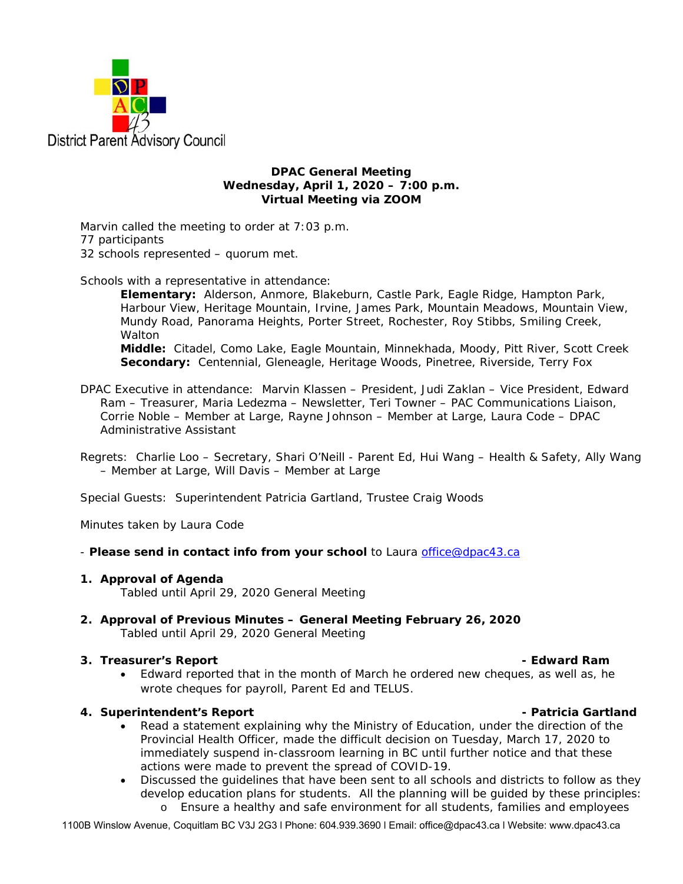District Parent Advisory Council

**DPAC General Meeting**
**Wednesday, April 1, 2020 – 7:00 p.m.**
**Virtual Meeting via ZOOM**

Marvin called the meeting to order at 7:03 p.m.
77 participants
32 schools represented – quorum met.

Schools with a representative in attendance:

**Elementary:** Alderson, Anmore, Blakeburn, Castle Park, Eagle Ridge, Hampton Park, Harbour View, Heritage Mountain, Irvine, James Park, Mountain Meadows, Mountain View, Mundy Road, Panorama Heights, Porter Street, Rochester, Roy Stibbs, Smiling Creek, Walton
**Middle:** Citadel, Como Lake, Eagle Mountain, Minnekhada, Moody, Pitt River, Scott Creek
**Secondary:** Centennial, Gleneagle, Heritage Woods, Pinetree, Riverside, Terry Fox

DPAC Executive in attendance: Marvin Klassen – President, Judi Zaklan – Vice President, Edward Ram – Treasurer, Maria Ledezma – Newsletter, Teri Towner – PAC Communications Liaison, Corrie Noble – Member at Large, Rayne Johnson – Member at Large, Laura Code – DPAC Administrative Assistant

Regrets: Charlie Loo – Secretary, Shari O'Neill - Parent Ed, Hui Wang – Health & Safety, Ally Wang – Member at Large, Will Davis – Member at Large

Special Guests: Superintendent Patricia Gartland, Trustee Craig Woods

Minutes taken by Laura Code

- **Please send in contact info from your school** to Laura office@dpac43.ca

1. **Approval of Agenda**
   Tabled until April 29, 2020 General Meeting

2. **Approval of Previous Minutes – General Meeting February 26, 2020**
   Tabled until April 29, 2020 General Meeting

3. **Treasurer's Report - Edward Ram**
   - Edward reported that in the month of March he ordered new cheques, as well as, he wrote cheques for payroll, Parent Ed and TELUS.

4. **Superintendent's Report - Patricia Gartland**
   - Read a statement explaining why the Ministry of Education, under the direction of the Provincial Health Officer, made the difficult decision on Tuesday, March 17, 2020 to immediately suspend in-classroom learning in BC until further notice and that these actions were made to prevent the spread of COVID-19.
   - Discussed the guidelines that have been sent to all schools and districts to follow as they develop education plans for students. All the planning will be guided by these principles:
     - Ensure a healthy and safe environment for all students, families and employees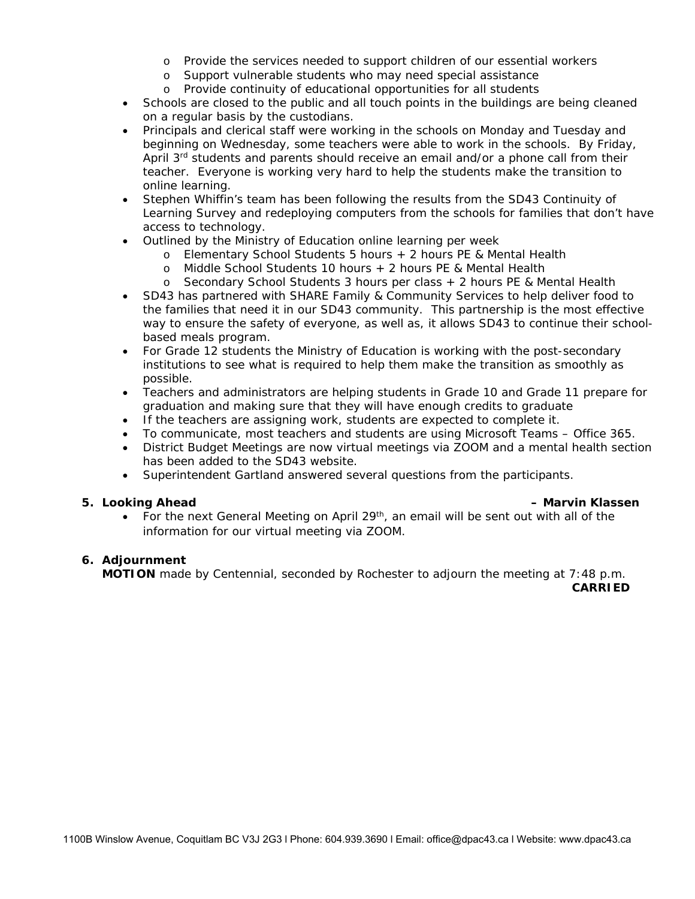- Provide the services needed to support children of our essential workers
  - Support vulnerable students who may need special assistance
  - Provide continuity of educational opportunities for all students
- Schools are closed to the public and all touch points in the buildings are being cleaned on a regular basis by the custodians.
- Principals and clerical staff were working in the schools on Monday and Tuesday and beginning on Wednesday, some teachers were able to work in the schools. By Friday, April 3rd students and parents should receive an email and/or a phone call from their teacher. Everyone is working very hard to help the students make the transition to online learning.
- Stephen Whiffin's team has been following the results from the SD43 Continuity of Learning Survey and redeploying computers from the schools for families that don't have access to technology.
- Outlined by the Ministry of Education online learning per week
  - Elementary School Students 5 hours + 2 hours PE & Mental Health
  - Middle School Students 10 hours + 2 hours PE & Mental Health
  - Secondary School Students 3 hours per class + 2 hours PE & Mental Health
- SD43 has partnered with SHARE Family & Community Services to help deliver food to the families that need it in our SD43 community. This partnership is the most effective way to ensure the safety of everyone, as well as, it allows SD43 to continue their school-based meals program.
- For Grade 12 students the Ministry of Education is working with the post-secondary institutions to see what is required to help them make the transition as smoothly as possible.
- Teachers and administrators are helping students in Grade 10 and Grade 11 prepare for graduation and making sure that they will have enough credits to graduate
- If the teachers are assigning work, students are expected to complete it.
- To communicate, most teachers and students are using Microsoft Teams – Office 365.
- District Budget Meetings are now virtual meetings via ZOOM and a mental health section has been added to the SD43 website.
- Superintendent Gartland answered several questions from the participants.

**5. Looking Ahead – Marvin Klassen**

- For the next General Meeting on April 29th, an email will be sent out with all of the information for our virtual meeting via ZOOM.

**6. Adjournment**

**MOTION** made by Centennial, seconded by Rochester to adjourn the meeting at 7:48 p.m.

**CARRIED**